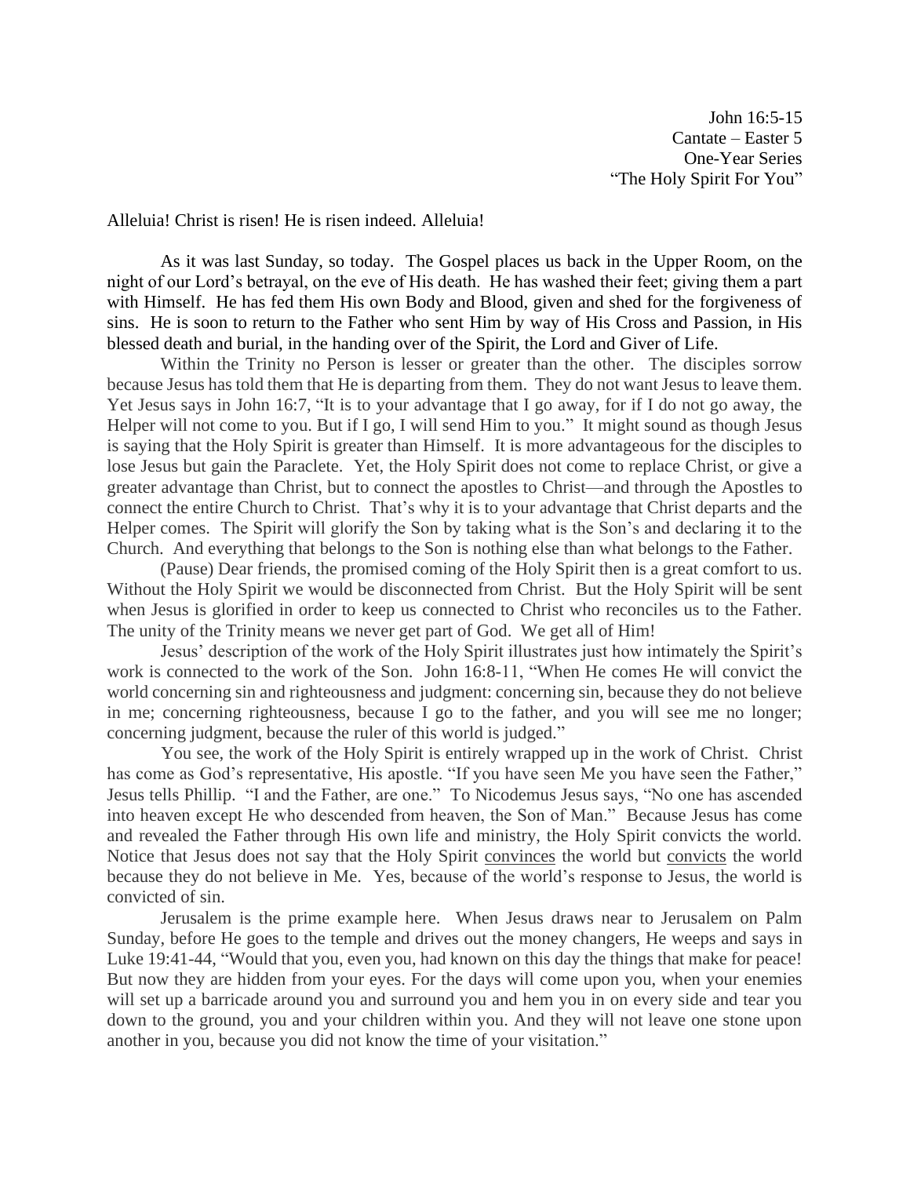John 16:5-15
Cantate – Easter 5
One-Year Series
"The Holy Spirit For You"

Alleluia! Christ is risen! He is risen indeed. Alleluia!

As it was last Sunday, so today. The Gospel places us back in the Upper Room, on the night of our Lord's betrayal, on the eve of His death. He has washed their feet; giving them a part with Himself. He has fed them His own Body and Blood, given and shed for the forgiveness of sins. He is soon to return to the Father who sent Him by way of His Cross and Passion, in His blessed death and burial, in the handing over of the Spirit, the Lord and Giver of Life.

Within the Trinity no Person is lesser or greater than the other. The disciples sorrow because Jesus has told them that He is departing from them. They do not want Jesus to leave them. Yet Jesus says in John 16:7, "It is to your advantage that I go away, for if I do not go away, the Helper will not come to you. But if I go, I will send Him to you." It might sound as though Jesus is saying that the Holy Spirit is greater than Himself. It is more advantageous for the disciples to lose Jesus but gain the Paraclete. Yet, the Holy Spirit does not come to replace Christ, or give a greater advantage than Christ, but to connect the apostles to Christ—and through the Apostles to connect the entire Church to Christ. That's why it is to your advantage that Christ departs and the Helper comes. The Spirit will glorify the Son by taking what is the Son's and declaring it to the Church. And everything that belongs to the Son is nothing else than what belongs to the Father.

(Pause) Dear friends, the promised coming of the Holy Spirit then is a great comfort to us. Without the Holy Spirit we would be disconnected from Christ. But the Holy Spirit will be sent when Jesus is glorified in order to keep us connected to Christ who reconciles us to the Father. The unity of the Trinity means we never get part of God. We get all of Him!

Jesus' description of the work of the Holy Spirit illustrates just how intimately the Spirit's work is connected to the work of the Son. John 16:8-11, "When He comes He will convict the world concerning sin and righteousness and judgment: concerning sin, because they do not believe in me; concerning righteousness, because I go to the father, and you will see me no longer; concerning judgment, because the ruler of this world is judged."

You see, the work of the Holy Spirit is entirely wrapped up in the work of Christ. Christ has come as God's representative, His apostle. "If you have seen Me you have seen the Father," Jesus tells Phillip. "I and the Father, are one." To Nicodemus Jesus says, "No one has ascended into heaven except He who descended from heaven, the Son of Man." Because Jesus has come and revealed the Father through His own life and ministry, the Holy Spirit convicts the world. Notice that Jesus does not say that the Holy Spirit <u>convinces</u> the world but <u>convicts</u> the world because they do not believe in Me. Yes, because of the world's response to Jesus, the world is convicted of sin.

Jerusalem is the prime example here. When Jesus draws near to Jerusalem on Palm Sunday, before He goes to the temple and drives out the money changers, He weeps and says in Luke 19:41-44, "Would that you, even you, had known on this day the things that make for peace! But now they are hidden from your eyes. For the days will come upon you, when your enemies will set up a barricade around you and surround you and hem you in on every side and tear you down to the ground, you and your children within you. And they will not leave one stone upon another in you, because you did not know the time of your visitation."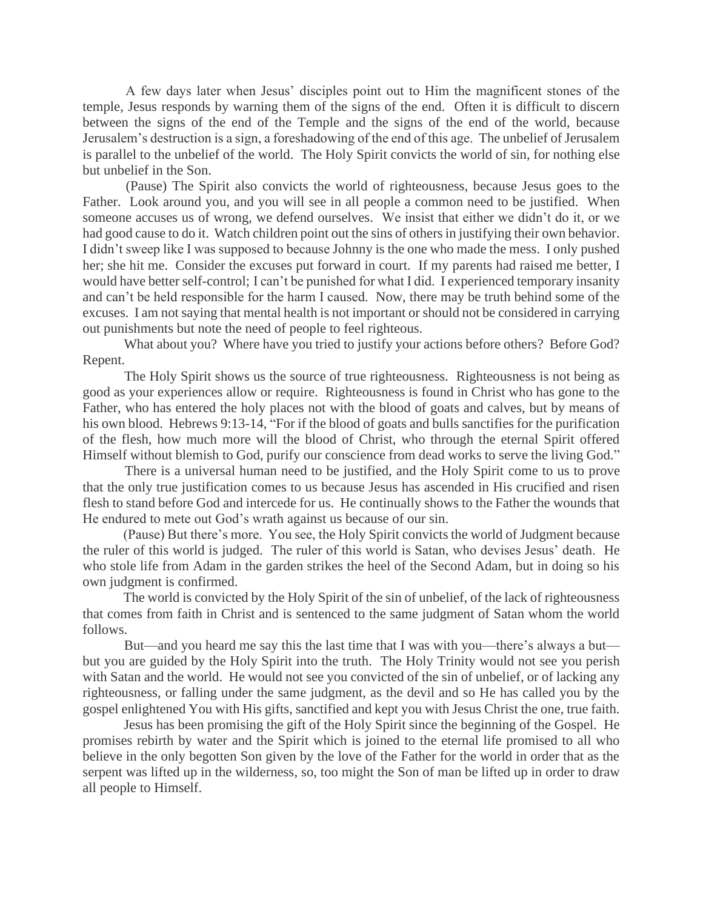A few days later when Jesus' disciples point out to Him the magnificent stones of the temple, Jesus responds by warning them of the signs of the end. Often it is difficult to discern between the signs of the end of the Temple and the signs of the end of the world, because Jerusalem's destruction is a sign, a foreshadowing of the end of this age. The unbelief of Jerusalem is parallel to the unbelief of the world. The Holy Spirit convicts the world of sin, for nothing else but unbelief in the Son.

(Pause) The Spirit also convicts the world of righteousness, because Jesus goes to the Father. Look around you, and you will see in all people a common need to be justified. When someone accuses us of wrong, we defend ourselves. We insist that either we didn't do it, or we had good cause to do it. Watch children point out the sins of others in justifying their own behavior. I didn't sweep like I was supposed to because Johnny is the one who made the mess. I only pushed her; she hit me. Consider the excuses put forward in court. If my parents had raised me better, I would have better self-control; I can't be punished for what I did. I experienced temporary insanity and can't be held responsible for the harm I caused. Now, there may be truth behind some of the excuses. I am not saying that mental health is not important or should not be considered in carrying out punishments but note the need of people to feel righteous.

What about you? Where have you tried to justify your actions before others? Before God? Repent.

The Holy Spirit shows us the source of true righteousness. Righteousness is not being as good as your experiences allow or require. Righteousness is found in Christ who has gone to the Father, who has entered the holy places not with the blood of goats and calves, but by means of his own blood. Hebrews 9:13-14, "For if the blood of goats and bulls sanctifies for the purification of the flesh, how much more will the blood of Christ, who through the eternal Spirit offered Himself without blemish to God, purify our conscience from dead works to serve the living God."

There is a universal human need to be justified, and the Holy Spirit come to us to prove that the only true justification comes to us because Jesus has ascended in His crucified and risen flesh to stand before God and intercede for us. He continually shows to the Father the wounds that He endured to mete out God's wrath against us because of our sin.

(Pause) But there's more. You see, the Holy Spirit convicts the world of Judgment because the ruler of this world is judged. The ruler of this world is Satan, who devises Jesus' death. He who stole life from Adam in the garden strikes the heel of the Second Adam, but in doing so his own judgment is confirmed.

The world is convicted by the Holy Spirit of the sin of unbelief, of the lack of righteousness that comes from faith in Christ and is sentenced to the same judgment of Satan whom the world follows.

But—and you heard me say this the last time that I was with you—there's always a but—but you are guided by the Holy Spirit into the truth. The Holy Trinity would not see you perish with Satan and the world. He would not see you convicted of the sin of unbelief, or of lacking any righteousness, or falling under the same judgment, as the devil and so He has called you by the gospel enlightened You with His gifts, sanctified and kept you with Jesus Christ the one, true faith.

Jesus has been promising the gift of the Holy Spirit since the beginning of the Gospel. He promises rebirth by water and the Spirit which is joined to the eternal life promised to all who believe in the only begotten Son given by the love of the Father for the world in order that as the serpent was lifted up in the wilderness, so, too might the Son of man be lifted up in order to draw all people to Himself.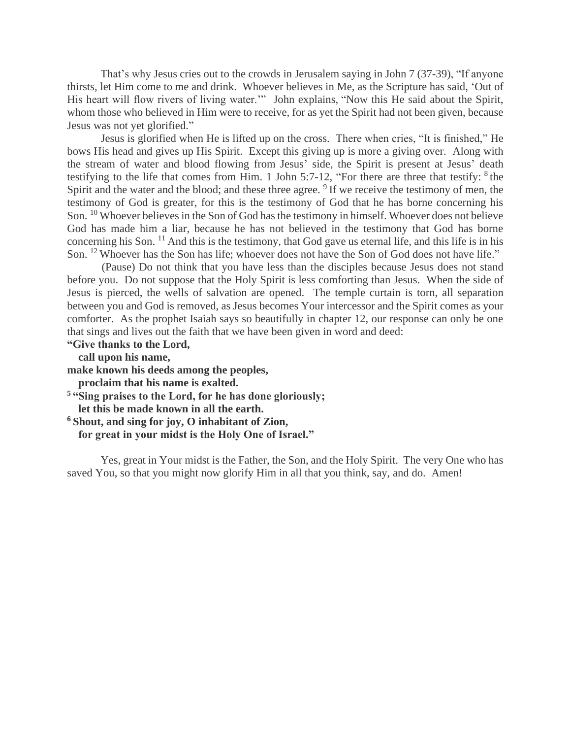That's why Jesus cries out to the crowds in Jerusalem saying in John 7 (37-39), "If anyone thirsts, let Him come to me and drink. Whoever believes in Me, as the Scripture has said, 'Out of His heart will flow rivers of living water.'" John explains, "Now this He said about the Spirit, whom those who believed in Him were to receive, for as yet the Spirit had not been given, because Jesus was not yet glorified."

Jesus is glorified when He is lifted up on the cross. There when cries, "It is finished," He bows His head and gives up His Spirit. Except this giving up is more a giving over. Along with the stream of water and blood flowing from Jesus' side, the Spirit is present at Jesus' death testifying to the life that comes from Him. 1 John 5:7-12, "For there are three that testify: [8] the Spirit and the water and the blood; and these three agree. [9] If we receive the testimony of men, the testimony of God is greater, for this is the testimony of God that he has borne concerning his Son. [10] Whoever believes in the Son of God has the testimony in himself. Whoever does not believe God has made him a liar, because he has not believed in the testimony that God has borne concerning his Son. [11] And this is the testimony, that God gave us eternal life, and this life is in his Son. [12] Whoever has the Son has life; whoever does not have the Son of God does not have life."

(Pause) Do not think that you have less than the disciples because Jesus does not stand before you. Do not suppose that the Holy Spirit is less comforting than Jesus. When the side of Jesus is pierced, the wells of salvation are opened. The temple curtain is torn, all separation between you and God is removed, as Jesus becomes Your intercessor and the Spirit comes as your comforter. As the prophet Isaiah says so beautifully in chapter 12, our response can only be one that sings and lives out the faith that we have been given in word and deed:

**"Give thanks to the Lord,**
**call upon his name,**
**make known his deeds among the peoples,**
**proclaim that his name is exalted.**
**[5] "Sing praises to the Lord, for he has done gloriously;**
**let this be made known in all the earth.**
**[6] Shout, and sing for joy, O inhabitant of Zion,**
**for great in your midst is the Holy One of Israel."**

Yes, great in Your midst is the Father, the Son, and the Holy Spirit. The very One who has saved You, so that you might now glorify Him in all that you think, say, and do. Amen!